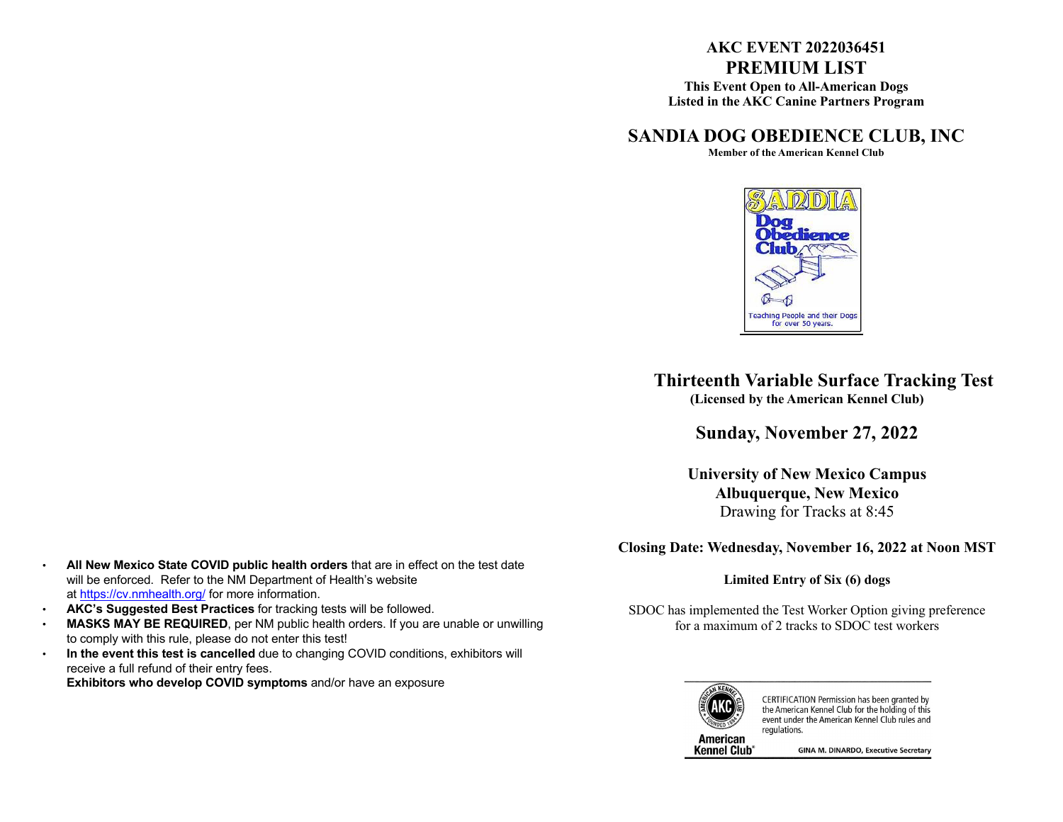- **All New Mexico State COVID public health orders** that are in effect on the test date will be enforced. Refer to the NM Department of Health's website at https://cv.nmhealth.org/ for more information.
- **AKC's Suggested Best Practices** for tracking tests will be followed.
- **MASKS MAY BE REQUIRED**, per NM public health orders. If you are unable or unwilling to comply with this rule, please do not enter this test!
- **In the event this test is cancelled** due to changing COVID conditions, exhibitors will receive a full refund of their entry fees.
  **Exhibitors who develop COVID symptoms** and/or have an exposure

**AKC EVENT 2022036451**

# PREMIUM LIST

**This Event Open to All-American Dogs**
**Listed in the AKC Canine Partners Program**

# SANDIA DOG OBEDIENCE CLUB, INC

**Member of the American Kennel Club**

SANDIA Dog Obedience Club

Teaching People and their Dogs for over 50 years.

## Thirteenth Variable Surface Tracking Test

**(Licensed by the American Kennel Club)**

## Sunday, November 27, 2022

### University of New Mexico Campus
### Albuquerque, New Mexico

Drawing for Tracks at 8:45

**Closing Date: Wednesday, November 16, 2022 at Noon MST**

**Limited Entry of Six (6) dogs**

SDOC has implemented the Test Worker Option giving preference for a maximum of 2 tracks to SDOC test workers

CERTIFICATION Permission has been granted by the American Kennel Club for the holding of this event under the American Kennel Club rules and regulations.

American Kennel Club®

GINA M. DINARDO, Executive Secretary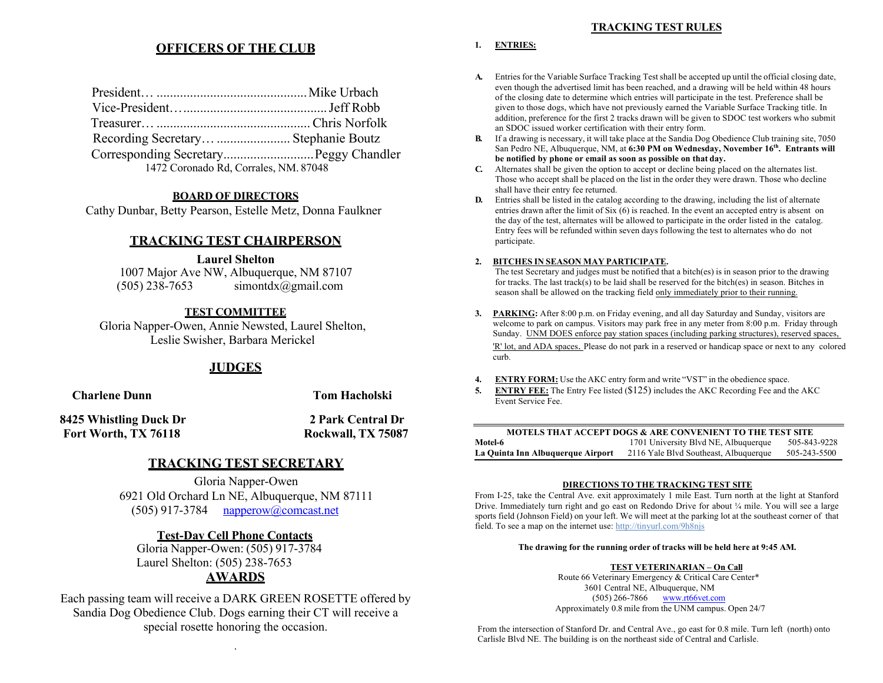## OFFICERS OF THE CLUB

President… ............................................. Mike Urbach
Vice-President…........................................... Jeff Robb
Treasurer… ............................................. Chris Norfolk
Recording Secretary… ...................... Stephanie Boutz
Corresponding Secretary........................... Peggy Chandler
1472 Coronado Rd, Corrales, NM. 87048

### BOARD OF DIRECTORS

Cathy Dunbar, Betty Pearson, Estelle Metz, Donna Faulkner

## TRACKING TEST CHAIRPERSON

**Laurel Shelton**
1007 Major Ave NW, Albuquerque, NM 87107
(505) 238-7653 simontdx@gmail.com

### TEST COMMITTEE

Gloria Napper-Owen, Annie Newsted, Laurel Shelton, Leslie Swisher, Barbara Merickel

## JUDGES

| **Charlene Dunn** | **Tom Hacholski** |
|---|---|
| **8425 Whistling Duck Dr** | **2 Park Central Dr** |
| **Fort Worth, TX 76118** | **Rockwall, TX 75087** |

## TRACKING TEST SECRETARY

Gloria Napper-Owen
6921 Old Orchard Ln NE, Albuquerque, NM 87111
(505) 917-3784 napperow@comcast.net

### Test-Day Cell Phone Contacts

Gloria Napper-Owen: (505) 917-3784
Laurel Shelton: (505) 238-7653

## AWARDS

Each passing team will receive a DARK GREEN ROSETTE offered by Sandia Dog Obedience Club. Dogs earning their CT will receive a special rosette honoring the occasion.

## TRACKING TEST RULES

1. **ENTRIES:**

A. Entries for the Variable Surface Tracking Test shall be accepted up until the official closing date, even though the advertised limit has been reached, and a drawing will be held within 48 hours of the closing date to determine which entries will participate in the test. Preference shall be given to those dogs, which have not previously earned the Variable Surface Tracking title. In addition, preference for the first 2 tracks drawn will be given to SDOC test workers who submit an SDOC issued worker certification with their entry form.

B. If a drawing is necessary, it will take place at the Sandia Dog Obedience Club training site, 7050 San Pedro NE, Albuquerque, NM, at **6:30 PM on Wednesday, November 16th. Entrants will be notified by phone or email as soon as possible on that day.**

C. Alternates shall be given the option to accept or decline being placed on the alternates list. Those who accept shall be placed on the list in the order they were drawn. Those who decline shall have their entry fee returned.

D. Entries shall be listed in the catalog according to the drawing, including the list of alternate entries drawn after the limit of Six (6) is reached. In the event an accepted entry is absent on the day of the test, alternates will be allowed to participate in the order listed in the catalog. Entry fees will be refunded within seven days following the test to alternates who do not participate.

2. **BITCHES IN SEASON MAY PARTICIPATE.** The test Secretary and judges must be notified that a bitch(es) is in season prior to the drawing for tracks. The last track(s) to be laid shall be reserved for the bitch(es) in season. Bitches in season shall be allowed on the tracking field only immediately prior to their running.

3. **PARKING:** After 8:00 p.m. on Friday evening, and all day Saturday and Sunday, visitors are welcome to park on campus. Visitors may park free in any meter from 8:00 p.m. Friday through Sunday. UNM DOES enforce pay station spaces (including parking structures), reserved spaces, 'R' lot, and ADA spaces. Please do not park in a reserved or handicap space or next to any colored curb.

4. **ENTRY FORM:** Use the AKC entry form and write "VST" in the obedience space.

5. **ENTRY FEE:** The Entry Fee listed ($125) includes the AKC Recording Fee and the AKC Event Service Fee.

| MOTELS THAT ACCEPT DOGS & ARE CONVENIENT TO THE TEST SITE | | |
|---|---|---|
| **Motel-6** | 1701 University Blvd NE, Albuquerque | 505-843-9228 |
| **La Quinta Inn Albuquerque Airport** | 2116 Yale Blvd Southeast, Albuquerque | 505-243-5500 |

### DIRECTIONS TO THE TRACKING TEST SITE

From I-25, take the Central Ave. exit approximately 1 mile East. Turn north at the light at Stanford Drive. Immediately turn right and go east on Redondo Drive for about ¼ mile. You will see a large sports field (Johnson Field) on your left. We will meet at the parking lot at the southeast corner of that field. To see a map on the internet use: http://tinyurl.com/9h8njs

**The drawing for the running order of tracks will be held here at 9:45 AM.**

### TEST VETERINARIAN – On Call

Route 66 Veterinary Emergency & Critical Care Center*
3601 Central NE, Albuquerque, NM
(505) 266-7866 www.rt66vet.com
Approximately 0.8 mile from the UNM campus. Open 24/7

From the intersection of Stanford Dr. and Central Ave., go east for 0.8 mile. Turn left (north) onto Carlisle Blvd NE. The building is on the northeast side of Central and Carlisle.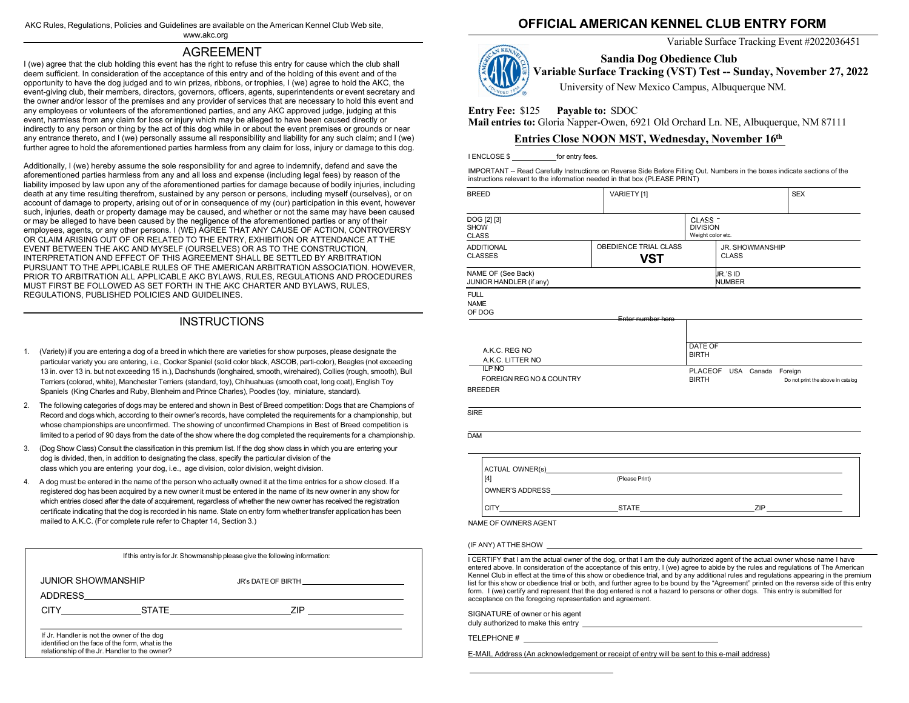AKC Rules, Regulations, Policies and Guidelines are available on the American Kennel Club Web site, www.akc.org

## AGREEMENT

I (we) agree that the club holding this event has the right to refuse this entry for cause which the club shall deem sufficient. In consideration of the acceptance of this entry and of the holding of this event and of the opportunity to have the dog judged and to win prizes, ribbons, or trophies, I (we) agree to hold the AKC, the event-giving club, their members, directors, governors, officers, agents, superintendents or event secretary and the owner and/or lessor of the premises and any provider of services that are necessary to hold this event and any employees or volunteers of the aforementioned parties, and any AKC approved judge, judging at this event, harmless from any claim for loss or injury which may be alleged to have been caused directly or indirectly to any person or thing by the act of this dog while in or about the event premises or grounds or near any entrance thereto, and I (we) personally assume all responsibility and liability for any such claim; and I (we) further agree to hold the aforementioned parties harmless from any claim for loss, injury or damage to this dog.

Additionally, I (we) hereby assume the sole responsibility for and agree to indemnify, defend and save the aforementioned parties harmless from any and all loss and expense (including legal fees) by reason of the liability imposed by law upon any of the aforementioned parties for damage because of bodily injuries, including death at any time resulting therefrom, sustained by any person or persons, including myself (ourselves), or on account of damage to property, arising out of or in consequence of my (our) participation in this event, however such, injuries, death or property damage may be caused, and whether or not the same may have been caused or may be alleged to have been caused by the negligence of the aforementioned parties or any of their employees, agents, or any other persons. I (WE) AGREE THAT ANY CAUSE OF ACTION, CONTROVERSY OR CLAIM ARISING OUT OF OR RELATED TO THE ENTRY, EXHIBITION OR ATTENDANCE AT THE EVENT BETWEEN THE AKC AND MYSELF (OURSELVES) OR AS TO THE CONSTRUCTION, INTERPRETATION AND EFFECT OF THIS AGREEMENT SHALL BE SETTLED BY ARBITRATION PURSUANT TO THE APPLICABLE RULES OF THE AMERICAN ARBITRATION ASSOCIATION. HOWEVER, PRIOR TO ARBITRATION ALL APPLICABLE AKC BYLAWS, RULES, REGULATIONS AND PROCEDURES MUST FIRST BE FOLLOWED AS SET FORTH IN THE AKC CHARTER AND BYLAWS, RULES, REGULATIONS, PUBLISHED POLICIES AND GUIDELINES.

## INSTRUCTIONS

1. (Variety) if you are entering a dog of a breed in which there are varieties for show purposes, please designate the particular variety you are entering, i.e., Cocker Spaniel (solid color black, ASCOB, parti-color), Beagles (not exceeding 13 in. over 13 in. but not exceeding 15 in.), Dachshunds (longhaired, smooth, wirehaired), Collies (rough, smooth), Bull Terriers (colored, white), Manchester Terriers (standard, toy), Chihuahuas (smooth coat, long coat), English Toy Spaniels (King Charles and Ruby, Blenheim and Prince Charles), Poodles (toy, miniature, standard).
2. The following categories of dogs may be entered and shown in Best of Breed competition: Dogs that are Champions of Record and dogs which, according to their owner's records, have completed the requirements for a championship, but whose championships are unconfirmed. The showing of unconfirmed Champions in Best of Breed competition is limited to a period of 90 days from the date of the show where the dog completed the requirements for a championship.
3. (Dog Show Class) Consult the classification in this premium list. If the dog show class in which you are entering your dog is divided, then, in addition to designating the class, specify the particular division of the class which you are entering your dog, i.e., age division, color division, weight division.
4. A dog must be entered in the name of the person who actually owned it at the time entries for a show closed. If a registered dog has been acquired by a new owner it must be entered in the name of its new owner in any show for which entries closed after the date of acquirement, regardless of whether the new owner has received the registration certificate indicating that the dog is recorded in his name. State on entry form whether transfer application has been mailed to A.K.C. (For complete rule refer to Chapter 14, Section 3.)

If this entry is for Jr. Showmanship please give the following information:

JUNIOR SHOWMANSHIP ____________ JR's DATE OF BIRTH ____________

ADDRESS ____________

CITY ____________ STATE ____________ ZIP ____________

If Jr. Handler is not the owner of the dog identified on the face of the form, what is the relationship of the Jr. Handler to the owner?

# OFFICIAL AMERICAN KENNEL CLUB ENTRY FORM

Variable Surface Tracking Event #2022036451

**Sandia Dog Obedience Club**
**Variable Surface Tracking (VST) Test -- Sunday, November 27, 2022**
University of New Mexico Campus, Albuquerque NM.

**Entry Fee:** $125 **Payable to:** SDOC
**Mail entries to:** Gloria Napper-Owen, 6921 Old Orchard Ln. NE, Albuquerque, NM 87111

**Entries Close NOON MST, Wednesday, November 16th**

I ENCLOSE $ ____________ for entry fees.

IMPORTANT -- Read Carefully Instructions on Reverse Side Before Filling Out. Numbers in the boxes indicate sections of the instructions relevant to the information needed in that box (PLEASE PRINT)

| | | | |
|---|---|---|---|
| BREED | VARIETY [1] | | SEX |
| DOG [2] [3] SHOW CLASS | | CLASS DIVISION Weight color etc. | |
| ADDITIONAL CLASSES | OBEDIENCE TRIAL CLASS **VST** | JR. SHOWMANSHIP CLASS | |
| NAME OF (See Back) JUNIOR HANDLER (if any) | | JR.'S ID NUMBER | |

FULL NAME OF DOG

| | |
|---|---|
| Enter number here | |
| A.K.C. REG NO / A.K.C. LITTER NO / ILP NO / FOREIGN REG NO & COUNTRY | DATE OF BIRTH |
| | PLACE OF BIRTH: USA Canada Foreign (Do not print the above in catalog) |

BREEDER

SIRE

DAM

ACTUAL OWNER(s) ____________ [4] (Please Print)

OWNER'S ADDRESS ____________

CITY ____________ STATE ____________ ZIP ____________

NAME OF OWNERS AGENT

(IF ANY) AT THE SHOW ____________

I CERTIFY that I am the actual owner of the dog, or that I am the duly authorized agent of the actual owner whose name I have entered above. In consideration of the acceptance of this entry, I (we) agree to abide by the rules and regulations of The American Kennel Club in effect at the time of this show or obedience trial, and by any additional rules and regulations appearing in the premium list for this show or obedience trial or both, and further agree to be bound by the "Agreement" printed on the reverse side of this entry form. I (we) certify and represent that the dog entered is not a hazard to persons or other dogs. This entry is submitted for acceptance on the foregoing representation and agreement.

SIGNATURE of owner or his agent duly authorized to make this entry ____________

TELEPHONE # ____________

E-MAIL Address (An acknowledgement or receipt of entry will be sent to this e-mail address)

____________